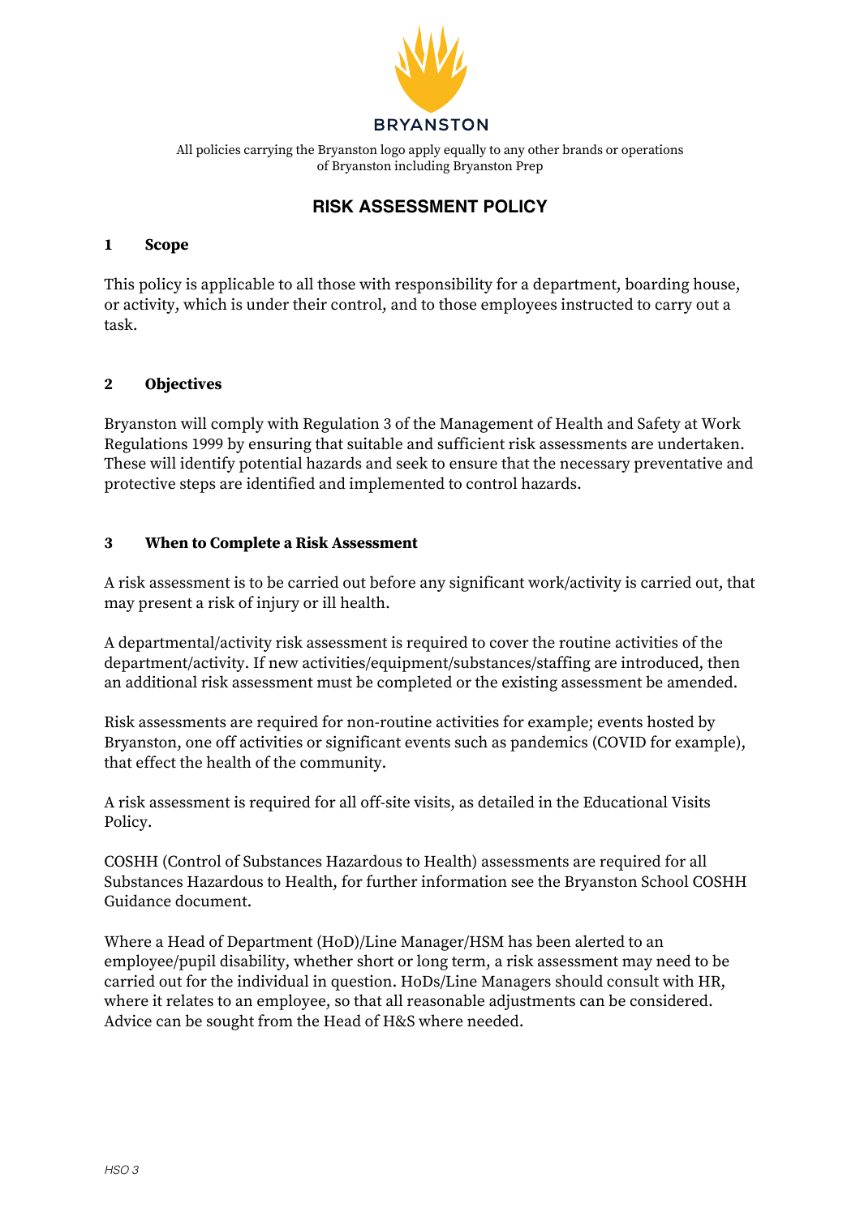BRYANSTON

All policies carrying the Bryanston logo apply equally to any other brands or operations of Bryanston including Bryanston Prep

# RISK ASSESSMENT POLICY

## 1 Scope

This policy is applicable to all those with responsibility for a department, boarding house, or activity, which is under their control, and to those employees instructed to carry out a task.

## 2 Objectives

Bryanston will comply with Regulation 3 of the Management of Health and Safety at Work Regulations 1999 by ensuring that suitable and sufficient risk assessments are undertaken. These will identify potential hazards and seek to ensure that the necessary preventative and protective steps are identified and implemented to control hazards.

## 3 When to Complete a Risk Assessment

A risk assessment is to be carried out before any significant work/activity is carried out, that may present a risk of injury or ill health.

A departmental/activity risk assessment is required to cover the routine activities of the department/activity. If new activities/equipment/substances/staffing are introduced, then an additional risk assessment must be completed or the existing assessment be amended.

Risk assessments are required for non-routine activities for example; events hosted by Bryanston, one off activities or significant events such as pandemics (COVID for example), that effect the health of the community.

A risk assessment is required for all off-site visits, as detailed in the Educational Visits Policy.

COSHH (Control of Substances Hazardous to Health) assessments are required for all Substances Hazardous to Health, for further information see the Bryanston School COSHH Guidance document.

Where a Head of Department (HoD)/Line Manager/HSM has been alerted to an employee/pupil disability, whether short or long term, a risk assessment may need to be carried out for the individual in question. HoDs/Line Managers should consult with HR, where it relates to an employee, so that all reasonable adjustments can be considered. Advice can be sought from the Head of H&S where needed.

*HSO 3*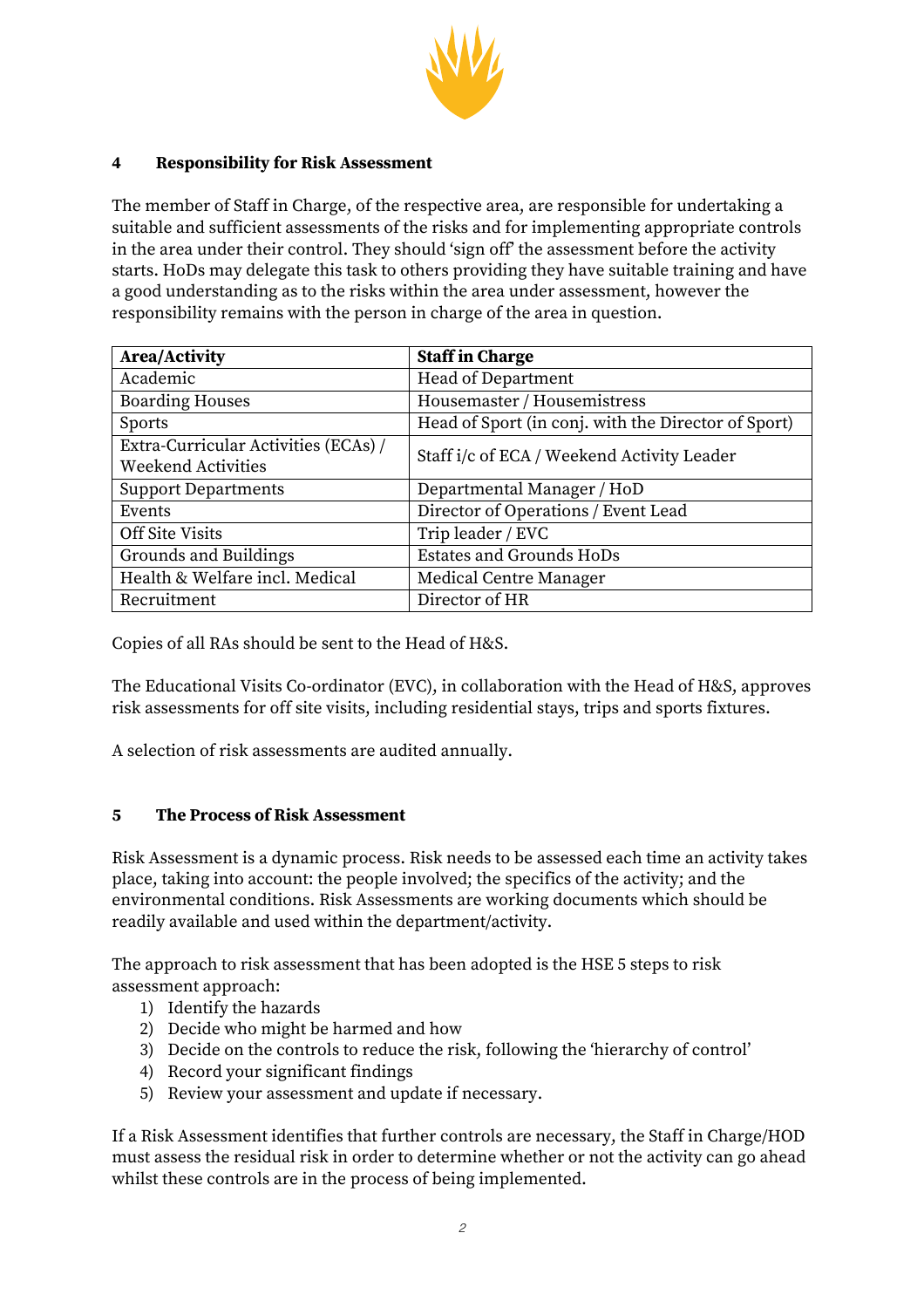## 4 Responsibility for Risk Assessment

The member of Staff in Charge, of the respective area, are responsible for undertaking a suitable and sufficient assessments of the risks and for implementing appropriate controls in the area under their control. They should 'sign off' the assessment before the activity starts. HoDs may delegate this task to others providing they have suitable training and have a good understanding as to the risks within the area under assessment, however the responsibility remains with the person in charge of the area in question.

| Area/Activity | Staff in Charge |
|---|---|
| Academic | Head of Department |
| Boarding Houses | Housemaster / Housemistress |
| Sports | Head of Sport (in conj. with the Director of Sport) |
| Extra-Curricular Activities (ECAs) / Weekend Activities | Staff i/c of ECA / Weekend Activity Leader |
| Support Departments | Departmental Manager / HoD |
| Events | Director of Operations / Event Lead |
| Off Site Visits | Trip leader / EVC |
| Grounds and Buildings | Estates and Grounds HoDs |
| Health & Welfare incl. Medical | Medical Centre Manager |
| Recruitment | Director of HR |

Copies of all RAs should be sent to the Head of H&S.

The Educational Visits Co-ordinator (EVC), in collaboration with the Head of H&S, approves risk assessments for off site visits, including residential stays, trips and sports fixtures.

A selection of risk assessments are audited annually.

## 5 The Process of Risk Assessment

Risk Assessment is a dynamic process. Risk needs to be assessed each time an activity takes place, taking into account: the people involved; the specifics of the activity; and the environmental conditions. Risk Assessments are working documents which should be readily available and used within the department/activity.

The approach to risk assessment that has been adopted is the HSE 5 steps to risk assessment approach:

1) Identify the hazards
2) Decide who might be harmed and how
3) Decide on the controls to reduce the risk, following the 'hierarchy of control'
4) Record your significant findings
5) Review your assessment and update if necessary.

If a Risk Assessment identifies that further controls are necessary, the Staff in Charge/HOD must assess the residual risk in order to determine whether or not the activity can go ahead whilst these controls are in the process of being implemented.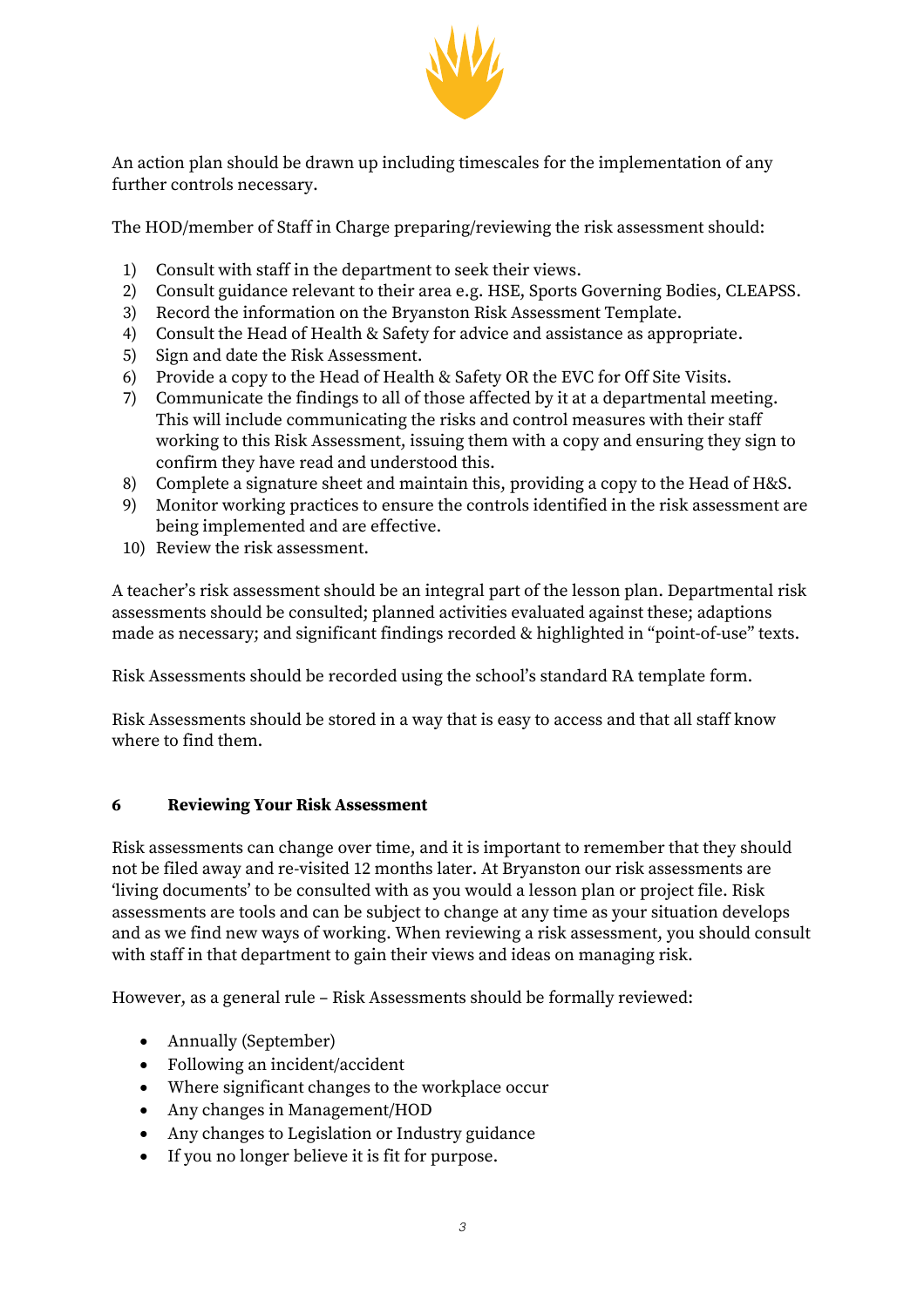An action plan should be drawn up including timescales for the implementation of any further controls necessary.

The HOD/member of Staff in Charge preparing/reviewing the risk assessment should:

1) Consult with staff in the department to seek their views.
2) Consult guidance relevant to their area e.g. HSE, Sports Governing Bodies, CLEAPSS.
3) Record the information on the Bryanston Risk Assessment Template.
4) Consult the Head of Health & Safety for advice and assistance as appropriate.
5) Sign and date the Risk Assessment.
6) Provide a copy to the Head of Health & Safety OR the EVC for Off Site Visits.
7) Communicate the findings to all of those affected by it at a departmental meeting. This will include communicating the risks and control measures with their staff working to this Risk Assessment, issuing them with a copy and ensuring they sign to confirm they have read and understood this.
8) Complete a signature sheet and maintain this, providing a copy to the Head of H&S.
9) Monitor working practices to ensure the controls identified in the risk assessment are being implemented and are effective.
10) Review the risk assessment.

A teacher's risk assessment should be an integral part of the lesson plan. Departmental risk assessments should be consulted; planned activities evaluated against these; adaptions made as necessary; and significant findings recorded & highlighted in "point-of-use" texts.

Risk Assessments should be recorded using the school's standard RA template form.

Risk Assessments should be stored in a way that is easy to access and that all staff know where to find them.

## 6 Reviewing Your Risk Assessment

Risk assessments can change over time, and it is important to remember that they should not be filed away and re-visited 12 months later. At Bryanston our risk assessments are 'living documents' to be consulted with as you would a lesson plan or project file. Risk assessments are tools and can be subject to change at any time as your situation develops and as we find new ways of working. When reviewing a risk assessment, you should consult with staff in that department to gain their views and ideas on managing risk.

However, as a general rule – Risk Assessments should be formally reviewed:

- Annually (September)
- Following an incident/accident
- Where significant changes to the workplace occur
- Any changes in Management/HOD
- Any changes to Legislation or Industry guidance
- If you no longer believe it is fit for purpose.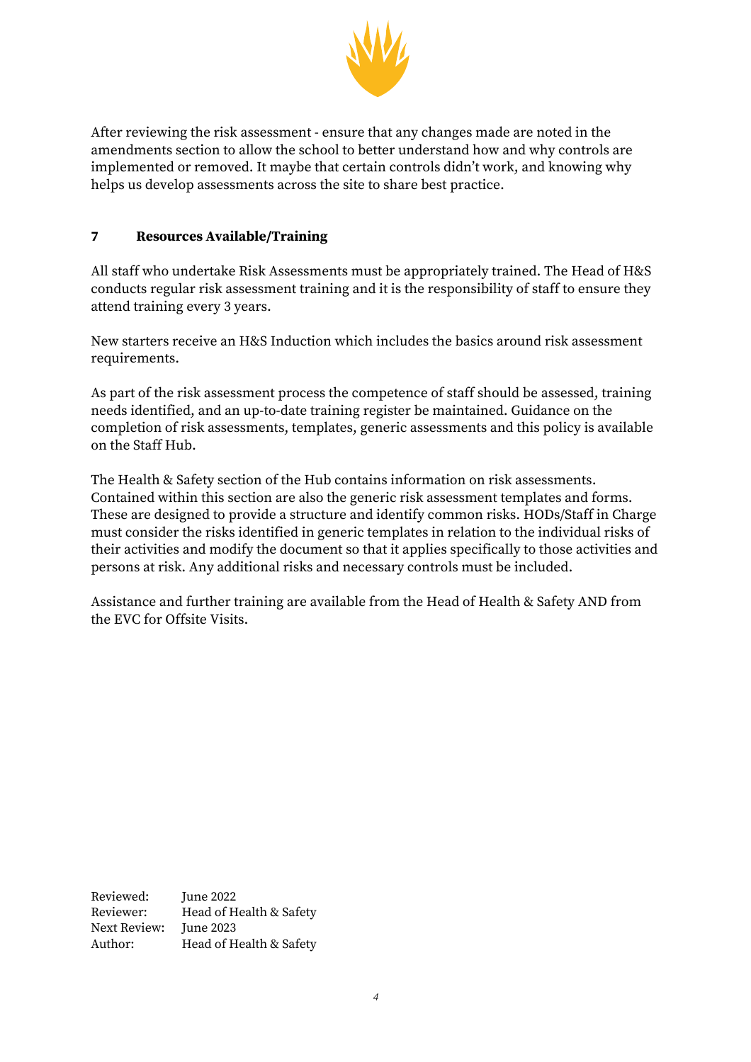After reviewing the risk assessment - ensure that any changes made are noted in the amendments section to allow the school to better understand how and why controls are implemented or removed. It maybe that certain controls didn't work, and knowing why helps us develop assessments across the site to share best practice.

## 7 Resources Available/Training

All staff who undertake Risk Assessments must be appropriately trained. The Head of H&S conducts regular risk assessment training and it is the responsibility of staff to ensure they attend training every 3 years.

New starters receive an H&S Induction which includes the basics around risk assessment requirements.

As part of the risk assessment process the competence of staff should be assessed, training needs identified, and an up-to-date training register be maintained. Guidance on the completion of risk assessments, templates, generic assessments and this policy is available on the Staff Hub.

The Health & Safety section of the Hub contains information on risk assessments. Contained within this section are also the generic risk assessment templates and forms. These are designed to provide a structure and identify common risks. HODs/Staff in Charge must consider the risks identified in generic templates in relation to the individual risks of their activities and modify the document so that it applies specifically to those activities and persons at risk. Any additional risks and necessary controls must be included.

Assistance and further training are available from the Head of Health & Safety AND from the EVC for Offsite Visits.

| | |
|---|---|
| Reviewed: | June 2022 |
| Reviewer: | Head of Health & Safety |
| Next Review: | June 2023 |
| Author: | Head of Health & Safety |